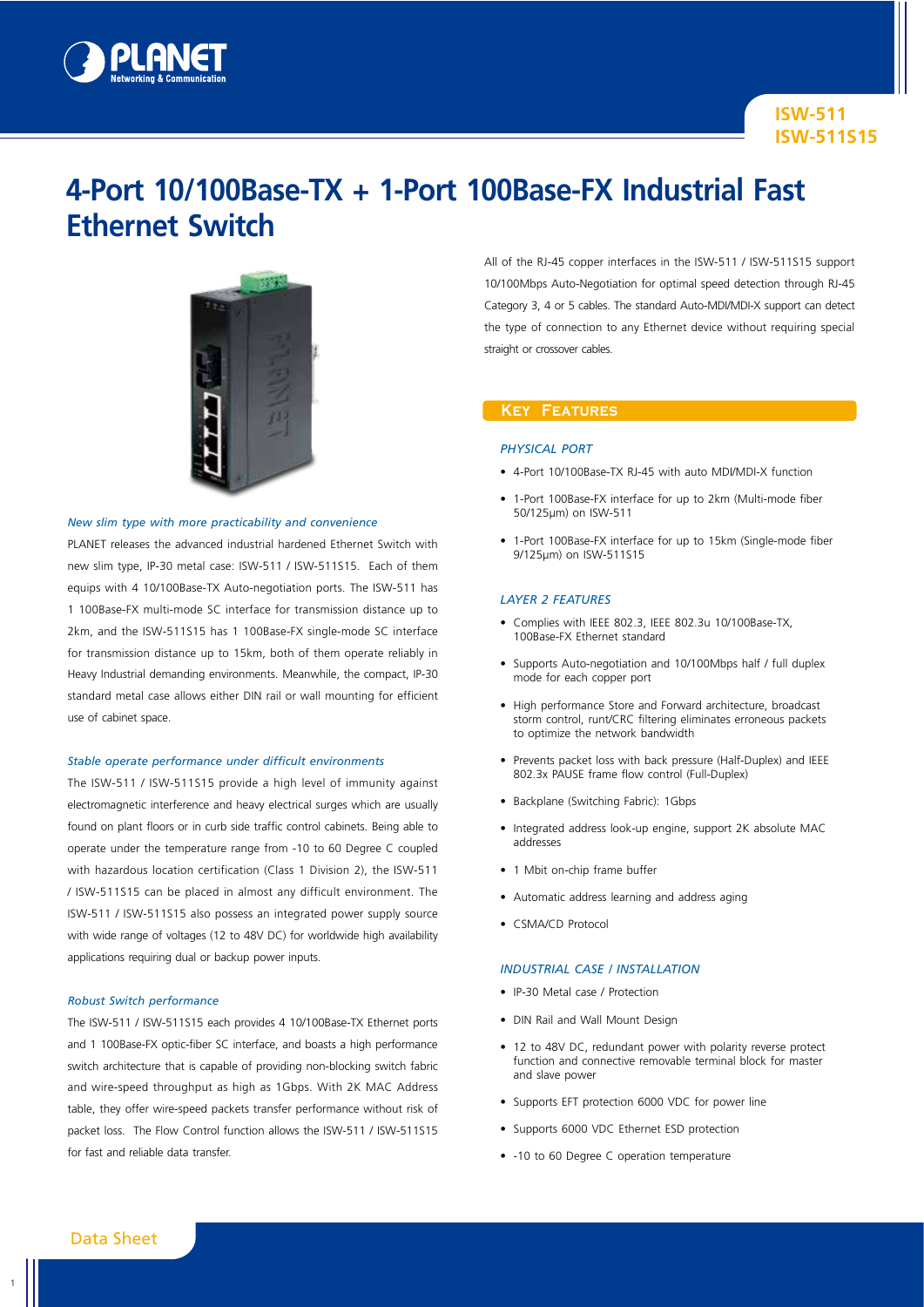ISW-511
ISW-511S15

# 4-Port 10/100Base-TX + 1-Port 100Base-FX Industrial Fast Ethernet Switch

### *New slim type with more practicability and convenience*

PLANET releases the advanced industrial hardened Ethernet Switch with new slim type, IP-30 metal case: ISW-511 / ISW-511S15. Each of them equips with 4 10/100Base-TX Auto-negotiation ports. The ISW-511 has 1 100Base-FX multi-mode SC interface for transmission distance up to 2km, and the ISW-511S15 has 1 100Base-FX single-mode SC interface for transmission distance up to 15km, both of them operate reliably in Heavy Industrial demanding environments. Meanwhile, the compact, IP-30 standard metal case allows either DIN rail or wall mounting for efficient use of cabinet space.

### *Stable operate performance under difficult environments*

The ISW-511 / ISW-511S15 provide a high level of immunity against electromagnetic interference and heavy electrical surges which are usually found on plant floors or in curb side traffic control cabinets. Being able to operate under the temperature range from -10 to 60 Degree C coupled with hazardous location certification (Class 1 Division 2), the ISW-511 / ISW-511S15 can be placed in almost any difficult environment. The ISW-511 / ISW-511S15 also possess an integrated power supply source with wide range of voltages (12 to 48V DC) for worldwide high availability applications requiring dual or backup power inputs.

### *Robust Switch performance*

The ISW-511 / ISW-511S15 each provides 4 10/100Base-TX Ethernet ports and 1 100Base-FX optic-fiber SC interface, and boasts a high performance switch architecture that is capable of providing non-blocking switch fabric and wire-speed throughput as high as 1Gbps. With 2K MAC Address table, they offer wire-speed packets transfer performance without risk of packet loss. The Flow Control function allows the ISW-511 / ISW-511S15 for fast and reliable data transfer.

All of the RJ-45 copper interfaces in the ISW-511 / ISW-511S15 support 10/100Mbps Auto-Negotiation for optimal speed detection through RJ-45 Category 3, 4 or 5 cables. The standard Auto-MDI/MDI-X support can detect the type of connection to any Ethernet device without requiring special straight or crossover cables.

## Key Features

### *PHYSICAL PORT*

- 4-Port 10/100Base-TX RJ-45 with auto MDI/MDI-X function
- 1-Port 100Base-FX interface for up to 2km (Multi-mode fiber 50/125μm) on ISW-511
- 1-Port 100Base-FX interface for up to 15km (Single-mode fiber 9/125μm) on ISW-511S15

### *LAYER 2 FEATURES*

- Complies with IEEE 802.3, IEEE 802.3u 10/100Base-TX, 100Base-FX Ethernet standard
- Supports Auto-negotiation and 10/100Mbps half / full duplex mode for each copper port
- High performance Store and Forward architecture, broadcast storm control, runt/CRC filtering eliminates erroneous packets to optimize the network bandwidth
- Prevents packet loss with back pressure (Half-Duplex) and IEEE 802.3x PAUSE frame flow control (Full-Duplex)
- Backplane (Switching Fabric): 1Gbps
- Integrated address look-up engine, support 2K absolute MAC addresses
- 1 Mbit on-chip frame buffer
- Automatic address learning and address aging
- CSMA/CD Protocol

### *INDUSTRIAL CASE / INSTALLATION*

- IP-30 Metal case / Protection
- DIN Rail and Wall Mount Design
- 12 to 48V DC, redundant power with polarity reverse protect function and connective removable terminal block for master and slave power
- Supports EFT protection 6000 VDC for power line
- Supports 6000 VDC Ethernet ESD protection
- -10 to 60 Degree C operation temperature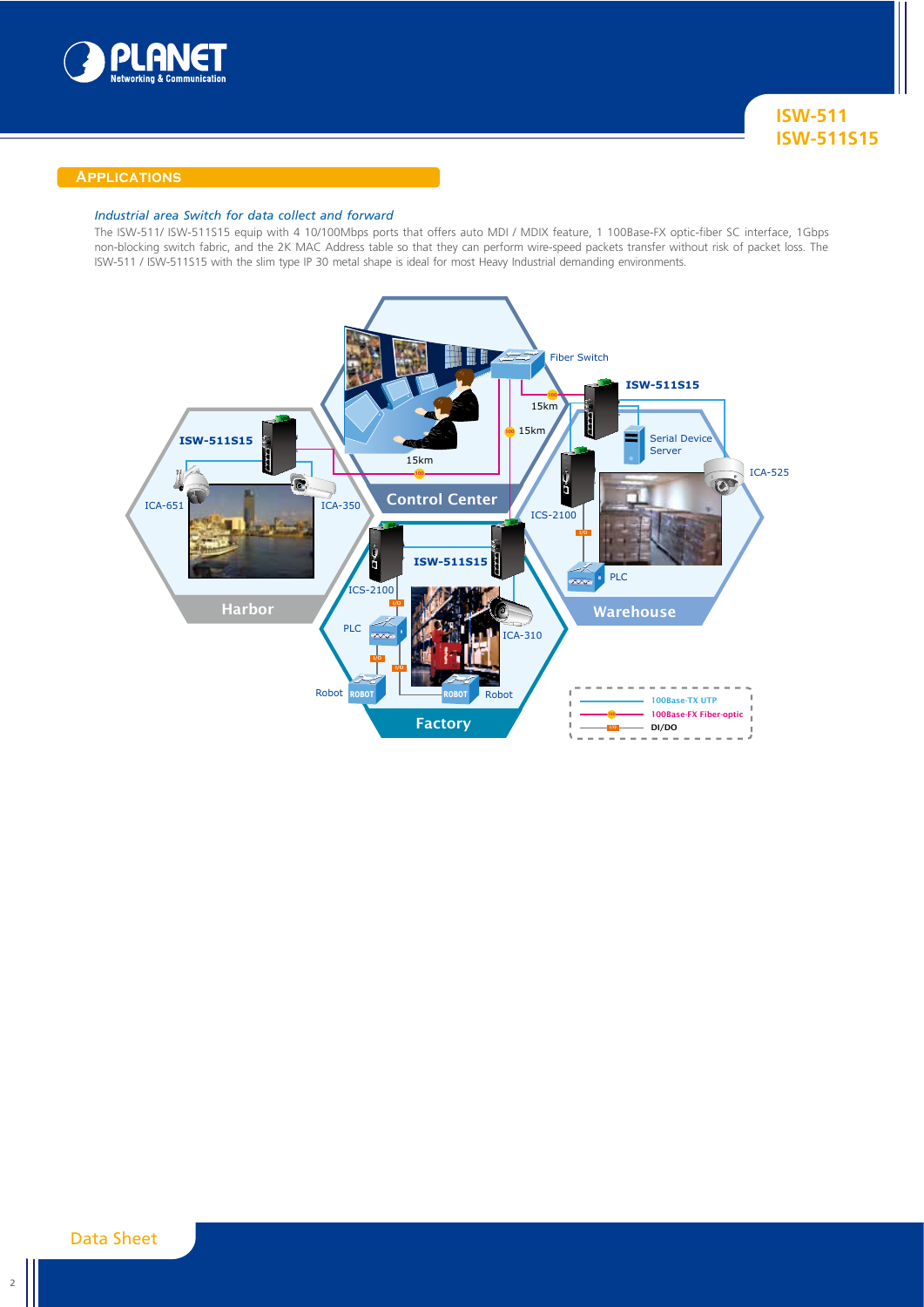## Applications

*Industrial area Switch for data collect and forward*

The ISW-511/ ISW-511S15 equip with 4 10/100Mbps ports that offers auto MDI / MDIX feature, 1 100Base-FX optic-fiber SC interface, 1Gbps non-blocking switch fabric, and the 2K MAC Address table so that they can perform wire-speed packets transfer without risk of packet loss. The ISW-511 / ISW-511S15 with the slim type IP 30 metal shape is ideal for most Heavy Industrial demanding environments.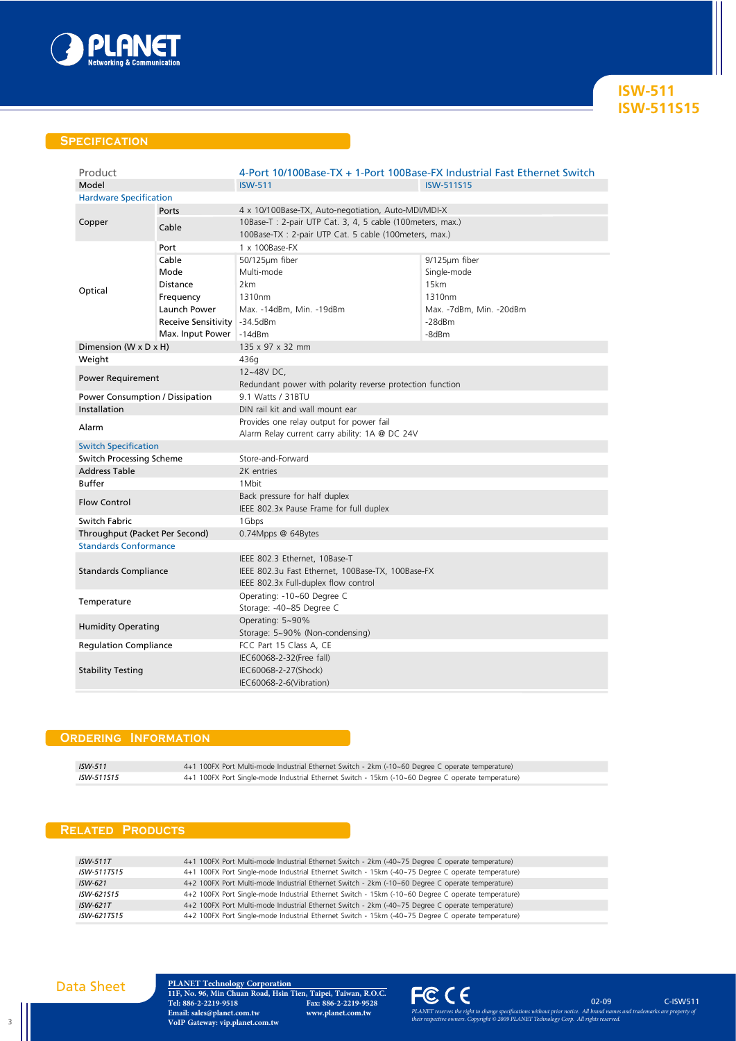## Specification

| Product | | 4-Port 10/100Base-TX + 1-Port 100Base-FX Industrial Fast Ethernet Switch | |
|---|---|---|---|
| Model | | ISW-511 | ISW-511S15 |
| **Hardware Specification** | | | |
| Copper | Ports | 4 x 10/100Base-TX, Auto-negotiation, Auto-MDI/MDI-X | |
| | Cable | 10Base-T : 2-pair UTP Cat. 3, 4, 5 cable (100meters, max.)<br>100Base-TX : 2-pair UTP Cat. 5 cable (100meters, max.) | |
| Optical | Port | 1 x 100Base-FX | |
| | Cable | 50/125µm fiber | 9/125µm fiber |
| | Mode | Multi-mode | Single-mode |
| | Distance | 2km | 15km |
| | Frequency | 1310nm | 1310nm |
| | Launch Power | Max. -14dBm, Min. -19dBm | Max. -7dBm, Min. -20dBm |
| | Receive Sensitivity | -34.5dBm | -28dBm |
| | Max. Input Power | -14dBm | -8dBm |
| Dimension (W x D x H) | | 135 x 97 x 32 mm | |
| Weight | | 436g | |
| Power Requirement | | 12~48V DC,<br>Redundant power with polarity reverse protection function | |
| Power Consumption / Dissipation | | 9.1 Watts / 31BTU | |
| Installation | | DIN rail kit and wall mount ear | |
| Alarm | | Provides one relay output for power fail<br>Alarm Relay current carry ability: 1A @ DC 24V | |
| **Switch Specification** | | | |
| Switch Processing Scheme | | Store-and-Forward | |
| Address Table | | 2K entries | |
| Buffer | | 1Mbit | |
| Flow Control | | Back pressure for half duplex<br>IEEE 802.3x Pause Frame for full duplex | |
| Switch Fabric | | 1Gbps | |
| Throughput (Packet Per Second) | | 0.74Mpps @ 64Bytes | |
| **Standards Conformance** | | | |
| Standards Compliance | | IEEE 802.3 Ethernet, 10Base-T<br>IEEE 802.3u Fast Ethernet, 100Base-TX, 100Base-FX<br>IEEE 802.3x Full-duplex flow control | |
| Temperature | | Operating: -10~60 Degree C<br>Storage: -40~85 Degree C | |
| Humidity Operating | | Operating: 5~90%<br>Storage: 5~90% (Non-condensing) | |
| Regulation Compliance | | FCC Part 15 Class A, CE | |
| Stability Testing | | IEC60068-2-32(Free fall)<br>IEC60068-2-27(Shock)<br>IEC60068-2-6(Vibration) | |

## Ordering Information

| | |
|---|---|
| *ISW-511* | 4+1 100FX Port Multi-mode Industrial Ethernet Switch - 2km (-10~60 Degree C operate temperature) |
| *ISW-511S15* | 4+1 100FX Port Single-mode Industrial Ethernet Switch - 15km (-10~60 Degree C operate temperature) |

## Related Products

| | |
|---|---|
| *ISW-511T* | 4+1 100FX Port Multi-mode Industrial Ethernet Switch - 2km (-40~75 Degree C operate temperature) |
| *ISW-511TS15* | 4+1 100FX Port Single-mode Industrial Ethernet Switch - 15km (-40~75 Degree C operate temperature) |
| *ISW-621* | 4+2 100FX Port Multi-mode Industrial Ethernet Switch - 2km (-10~60 Degree C operate temperature) |
| *ISW-621S15* | 4+2 100FX Port Single-mode Industrial Ethernet Switch - 15km (-10~60 Degree C operate temperature) |
| *ISW-621T* | 4+2 100FX Port Multi-mode Industrial Ethernet Switch - 2km (-40~75 Degree C operate temperature) |
| *ISW-621TS15* | 4+2 100FX Port Single-mode Industrial Ethernet Switch - 15km (-40~75 Degree C operate temperature) |

**PLANET Technology Corporation**
11F, No. 96, Min Chuan Road, Hsin Tien, Taipei, Taiwan, R.O.C.
Tel: 886-2-2219-9518 Fax: 886-2-2219-9528
Email: sales@planet.com.tw www.planet.com.tw
VoIP Gateway: vip.planet.com.tw

*PLANET reserves the right to change specifications without prior notice. All brand names and trademarks are property of their respective owners. Copyright © 2009 PLANET Technology Corp. All rights reserved.*

02-09 C-ISW511